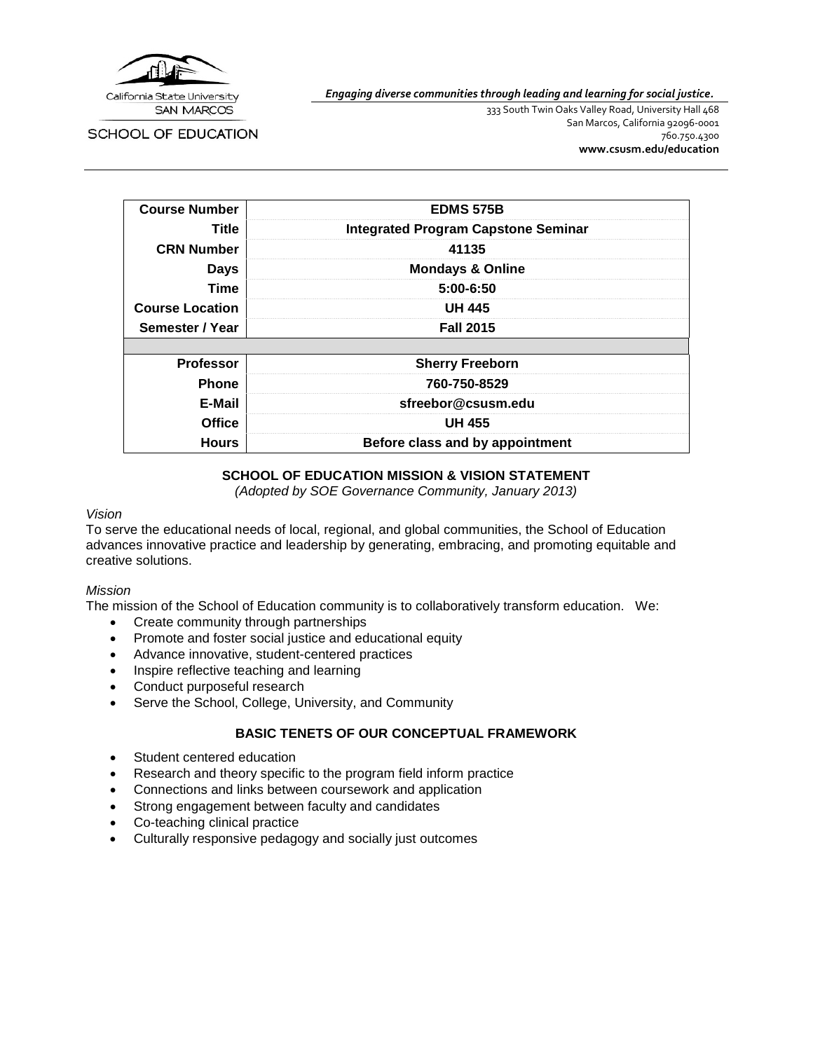California State University SAN MARCOS

SCHOOL OF EDUCATION

*Engaging diverse communities through leading and learning for social justice.*

333 South Twin Oaks Valley Road, University Hall 468
San Marcos, California 92096-0001
760.750.4300
**www.csusm.edu/education**

| | |
|---|---|
| **Course Number** | **EDMS 575B** |
| **Title** | **Integrated Program Capstone Seminar** |
| **CRN Number** | **41135** |
| **Days** | **Mondays & Online** |
| **Time** | **5:00-6:50** |
| **Course Location** | **UH 445** |
| **Semester / Year** | **Fall 2015** |
| | |
| **Professor** | **Sherry Freeborn** |
| **Phone** | **760-750-8529** |
| **E-Mail** | **sfreebor@csusm.edu** |
| **Office** | **UH 455** |
| **Hours** | **Before class and by appointment** |

## SCHOOL OF EDUCATION MISSION & VISION STATEMENT

*(Adopted by SOE Governance Community, January 2013)*

*Vision*

To serve the educational needs of local, regional, and global communities, the School of Education advances innovative practice and leadership by generating, embracing, and promoting equitable and creative solutions.

*Mission*

The mission of the School of Education community is to collaboratively transform education. We:

- Create community through partnerships
- Promote and foster social justice and educational equity
- Advance innovative, student-centered practices
- Inspire reflective teaching and learning
- Conduct purposeful research
- Serve the School, College, University, and Community

## BASIC TENETS OF OUR CONCEPTUAL FRAMEWORK

- Student centered education
- Research and theory specific to the program field inform practice
- Connections and links between coursework and application
- Strong engagement between faculty and candidates
- Co-teaching clinical practice
- Culturally responsive pedagogy and socially just outcomes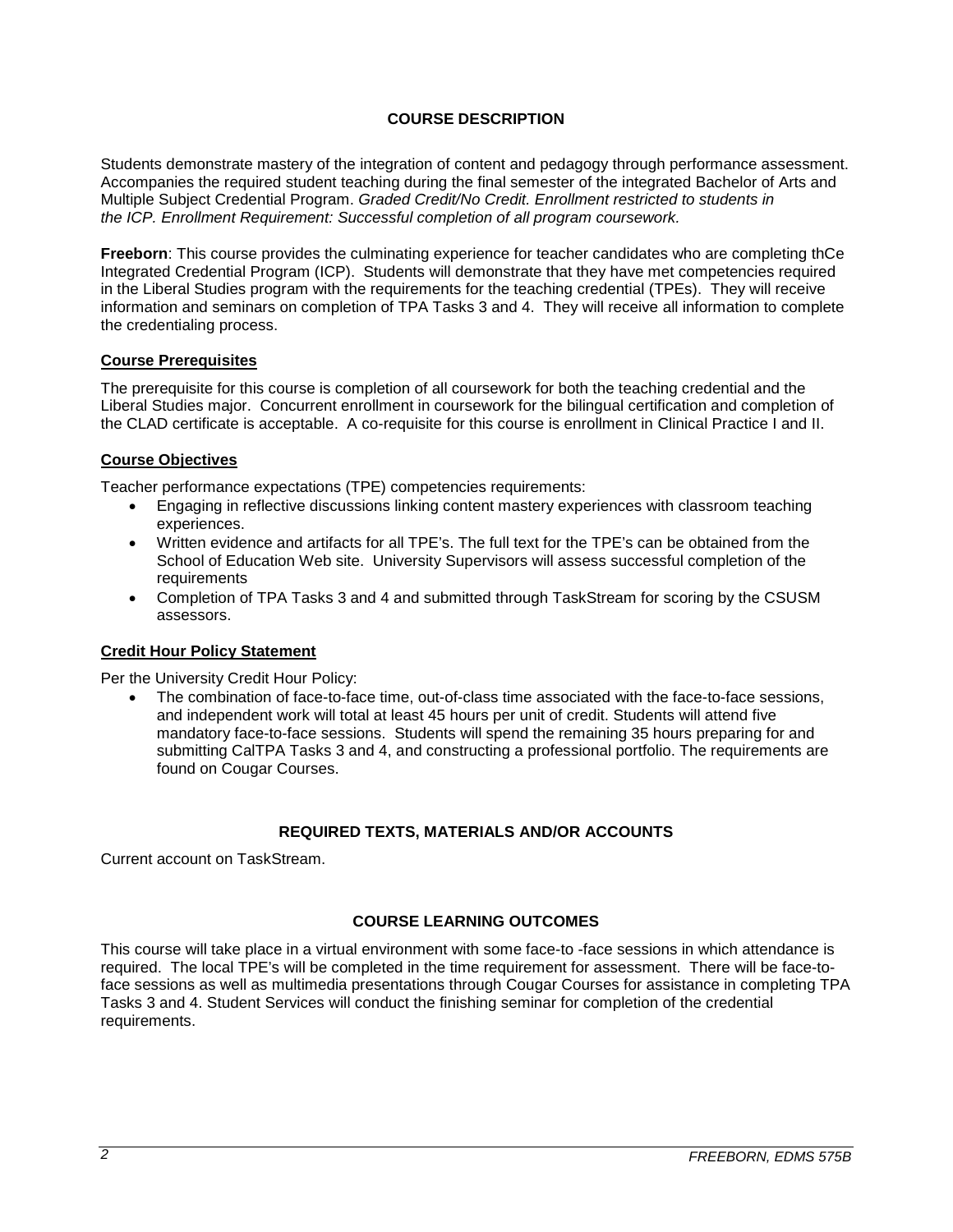## COURSE DESCRIPTION

Students demonstrate mastery of the integration of content and pedagogy through performance assessment. Accompanies the required student teaching during the final semester of the integrated Bachelor of Arts and Multiple Subject Credential Program. *Graded Credit/No Credit. Enrollment restricted to students in the ICP. Enrollment Requirement: Successful completion of all program coursework.*

**Freeborn**: This course provides the culminating experience for teacher candidates who are completing thCe Integrated Credential Program (ICP). Students will demonstrate that they have met competencies required in the Liberal Studies program with the requirements for the teaching credential (TPEs). They will receive information and seminars on completion of TPA Tasks 3 and 4. They will receive all information to complete the credentialing process.

### Course Prerequisites

The prerequisite for this course is completion of all coursework for both the teaching credential and the Liberal Studies major. Concurrent enrollment in coursework for the bilingual certification and completion of the CLAD certificate is acceptable. A co-requisite for this course is enrollment in Clinical Practice I and II.

### Course Objectives

Teacher performance expectations (TPE) competencies requirements:

- Engaging in reflective discussions linking content mastery experiences with classroom teaching experiences.
- Written evidence and artifacts for all TPE's. The full text for the TPE's can be obtained from the School of Education Web site. University Supervisors will assess successful completion of the requirements
- Completion of TPA Tasks 3 and 4 and submitted through TaskStream for scoring by the CSUSM assessors.

### Credit Hour Policy Statement

Per the University Credit Hour Policy:

- The combination of face-to-face time, out-of-class time associated with the face-to-face sessions, and independent work will total at least 45 hours per unit of credit. Students will attend five mandatory face-to-face sessions. Students will spend the remaining 35 hours preparing for and submitting CalTPA Tasks 3 and 4, and constructing a professional portfolio. The requirements are found on Cougar Courses.

## REQUIRED TEXTS, MATERIALS AND/OR ACCOUNTS

Current account on TaskStream.

## COURSE LEARNING OUTCOMES

This course will take place in a virtual environment with some face-to -face sessions in which attendance is required. The local TPE's will be completed in the time requirement for assessment. There will be face-to-face sessions as well as multimedia presentations through Cougar Courses for assistance in completing TPA Tasks 3 and 4. Student Services will conduct the finishing seminar for completion of the credential requirements.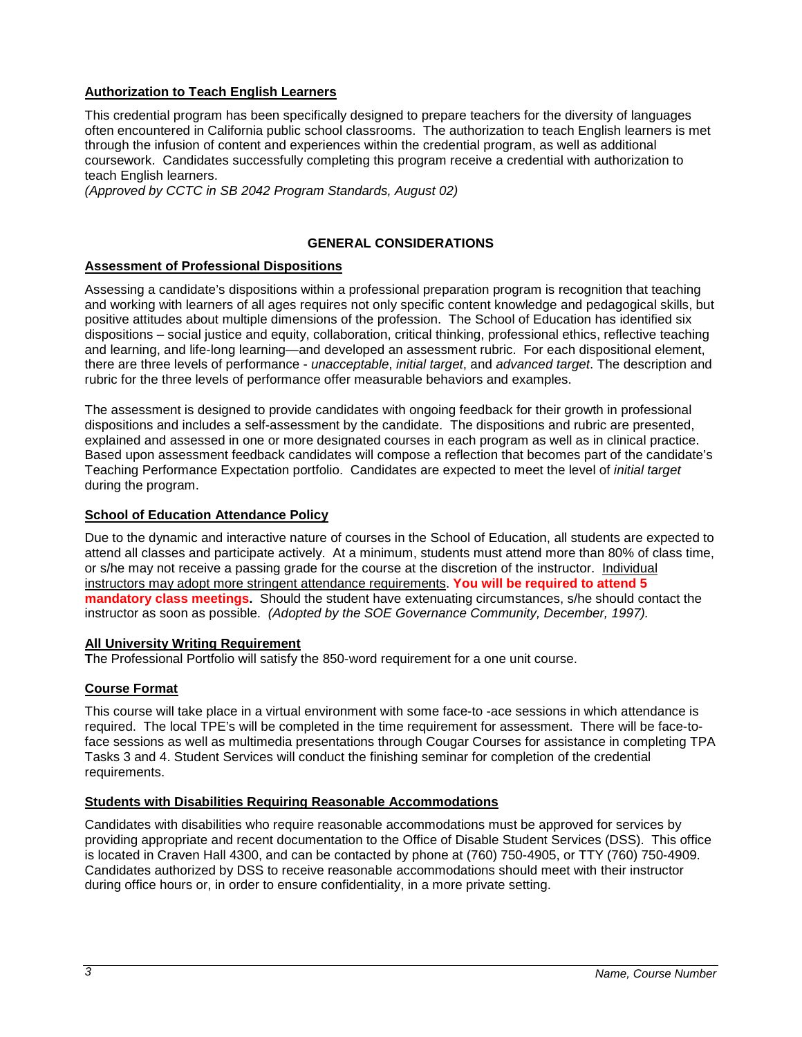## Authorization to Teach English Learners

This credential program has been specifically designed to prepare teachers for the diversity of languages often encountered in California public school classrooms. The authorization to teach English learners is met through the infusion of content and experiences within the credential program, as well as additional coursework. Candidates successfully completing this program receive a credential with authorization to teach English learners.
*(Approved by CCTC in SB 2042 Program Standards, August 02)*

## GENERAL CONSIDERATIONS

### Assessment of Professional Dispositions

Assessing a candidate's dispositions within a professional preparation program is recognition that teaching and working with learners of all ages requires not only specific content knowledge and pedagogical skills, but positive attitudes about multiple dimensions of the profession. The School of Education has identified six dispositions – social justice and equity, collaboration, critical thinking, professional ethics, reflective teaching and learning, and life-long learning—and developed an assessment rubric. For each dispositional element, there are three levels of performance - *unacceptable*, *initial target*, and *advanced target*. The description and rubric for the three levels of performance offer measurable behaviors and examples.

The assessment is designed to provide candidates with ongoing feedback for their growth in professional dispositions and includes a self-assessment by the candidate. The dispositions and rubric are presented, explained and assessed in one or more designated courses in each program as well as in clinical practice. Based upon assessment feedback candidates will compose a reflection that becomes part of the candidate's Teaching Performance Expectation portfolio. Candidates are expected to meet the level of *initial target* during the program.

### School of Education Attendance Policy

Due to the dynamic and interactive nature of courses in the School of Education, all students are expected to attend all classes and participate actively. At a minimum, students must attend more than 80% of class time, or s/he may not receive a passing grade for the course at the discretion of the instructor. Individual instructors may adopt more stringent attendance requirements. **You will be required to attend 5 mandatory class meetings.** Should the student have extenuating circumstances, s/he should contact the instructor as soon as possible. *(Adopted by the SOE Governance Community, December, 1997).*

### All University Writing Requirement

**T**he Professional Portfolio will satisfy the 850-word requirement for a one unit course.

### Course Format

This course will take place in a virtual environment with some face-to -ace sessions in which attendance is required. The local TPE's will be completed in the time requirement for assessment. There will be face-to-face sessions as well as multimedia presentations through Cougar Courses for assistance in completing TPA Tasks 3 and 4. Student Services will conduct the finishing seminar for completion of the credential requirements.

### Students with Disabilities Requiring Reasonable Accommodations

Candidates with disabilities who require reasonable accommodations must be approved for services by providing appropriate and recent documentation to the Office of Disable Student Services (DSS). This office is located in Craven Hall 4300, and can be contacted by phone at (760) 750-4905, or TTY (760) 750-4909. Candidates authorized by DSS to receive reasonable accommodations should meet with their instructor during office hours or, in order to ensure confidentiality, in a more private setting.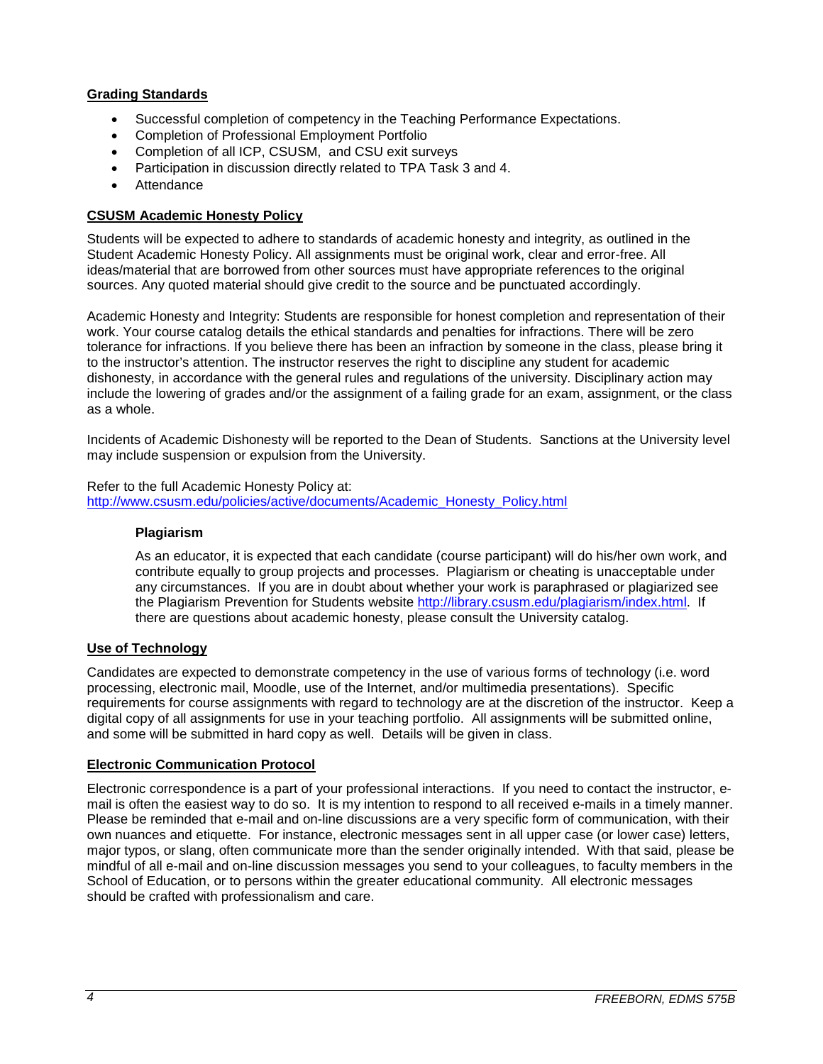## Grading Standards

- Successful completion of competency in the Teaching Performance Expectations.
- Completion of Professional Employment Portfolio
- Completion of all ICP, CSUSM, and CSU exit surveys
- Participation in discussion directly related to TPA Task 3 and 4.
- Attendance

## CSUSM Academic Honesty Policy

Students will be expected to adhere to standards of academic honesty and integrity, as outlined in the Student Academic Honesty Policy. All assignments must be original work, clear and error-free. All ideas/material that are borrowed from other sources must have appropriate references to the original sources. Any quoted material should give credit to the source and be punctuated accordingly.

Academic Honesty and Integrity: Students are responsible for honest completion and representation of their work. Your course catalog details the ethical standards and penalties for infractions. There will be zero tolerance for infractions. If you believe there has been an infraction by someone in the class, please bring it to the instructor's attention. The instructor reserves the right to discipline any student for academic dishonesty, in accordance with the general rules and regulations of the university. Disciplinary action may include the lowering of grades and/or the assignment of a failing grade for an exam, assignment, or the class as a whole.

Incidents of Academic Dishonesty will be reported to the Dean of Students. Sanctions at the University level may include suspension or expulsion from the University.

Refer to the full Academic Honesty Policy at:
http://www.csusm.edu/policies/active/documents/Academic_Honesty_Policy.html

### Plagiarism

As an educator, it is expected that each candidate (course participant) will do his/her own work, and contribute equally to group projects and processes. Plagiarism or cheating is unacceptable under any circumstances. If you are in doubt about whether your work is paraphrased or plagiarized see the Plagiarism Prevention for Students website http://library.csusm.edu/plagiarism/index.html. If there are questions about academic honesty, please consult the University catalog.

## Use of Technology

Candidates are expected to demonstrate competency in the use of various forms of technology (i.e. word processing, electronic mail, Moodle, use of the Internet, and/or multimedia presentations). Specific requirements for course assignments with regard to technology are at the discretion of the instructor. Keep a digital copy of all assignments for use in your teaching portfolio. All assignments will be submitted online, and some will be submitted in hard copy as well. Details will be given in class.

## Electronic Communication Protocol

Electronic correspondence is a part of your professional interactions. If you need to contact the instructor, e-mail is often the easiest way to do so. It is my intention to respond to all received e-mails in a timely manner. Please be reminded that e-mail and on-line discussions are a very specific form of communication, with their own nuances and etiquette. For instance, electronic messages sent in all upper case (or lower case) letters, major typos, or slang, often communicate more than the sender originally intended. With that said, please be mindful of all e-mail and on-line discussion messages you send to your colleagues, to faculty members in the School of Education, or to persons within the greater educational community. All electronic messages should be crafted with professionalism and care.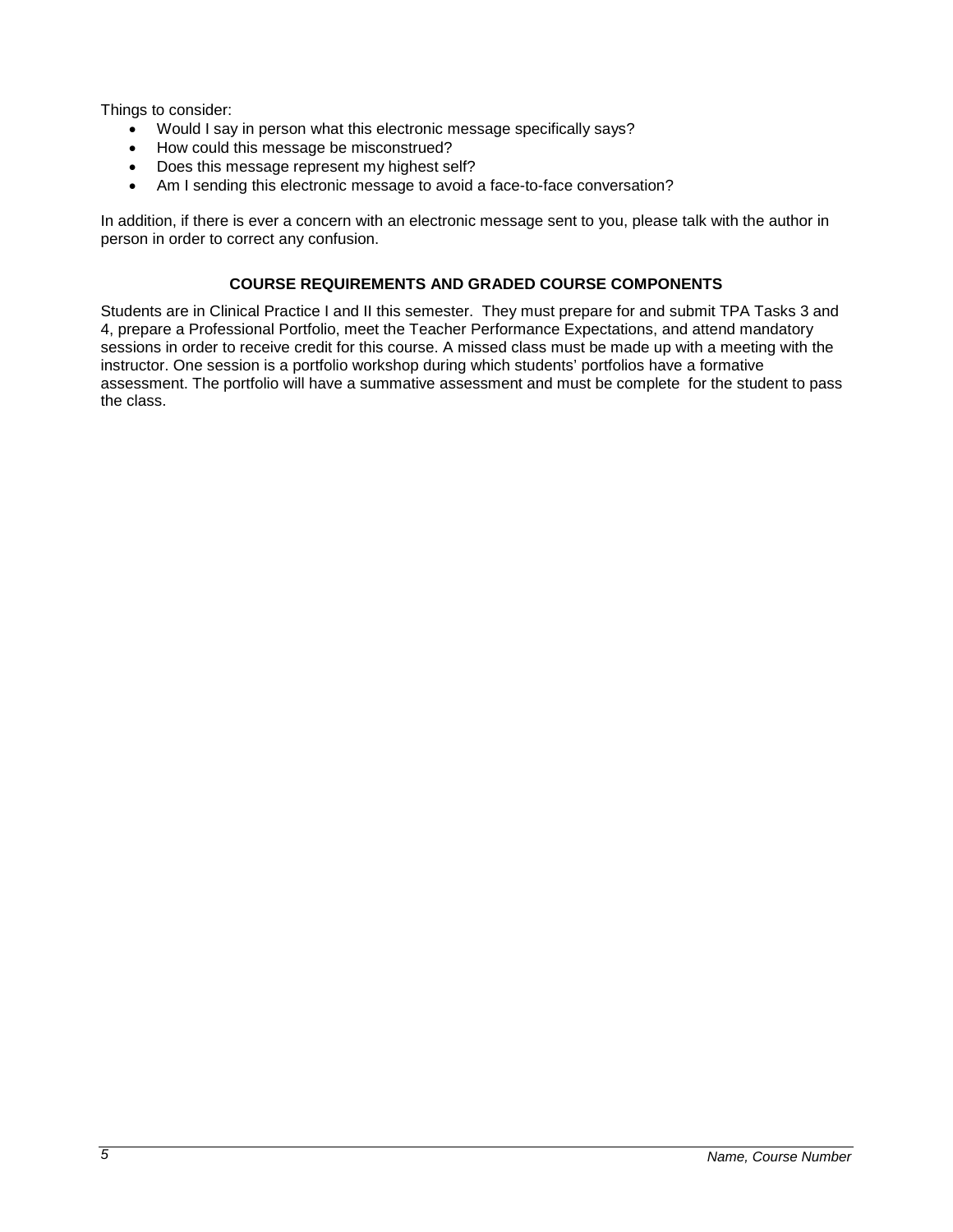Things to consider:

- Would I say in person what this electronic message specifically says?
- How could this message be misconstrued?
- Does this message represent my highest self?
- Am I sending this electronic message to avoid a face-to-face conversation?

In addition, if there is ever a concern with an electronic message sent to you, please talk with the author in person in order to correct any confusion.

## COURSE REQUIREMENTS AND GRADED COURSE COMPONENTS

Students are in Clinical Practice I and II this semester. They must prepare for and submit TPA Tasks 3 and 4, prepare a Professional Portfolio, meet the Teacher Performance Expectations, and attend mandatory sessions in order to receive credit for this course. A missed class must be made up with a meeting with the instructor. One session is a portfolio workshop during which students' portfolios have a formative assessment. The portfolio will have a summative assessment and must be complete for the student to pass the class.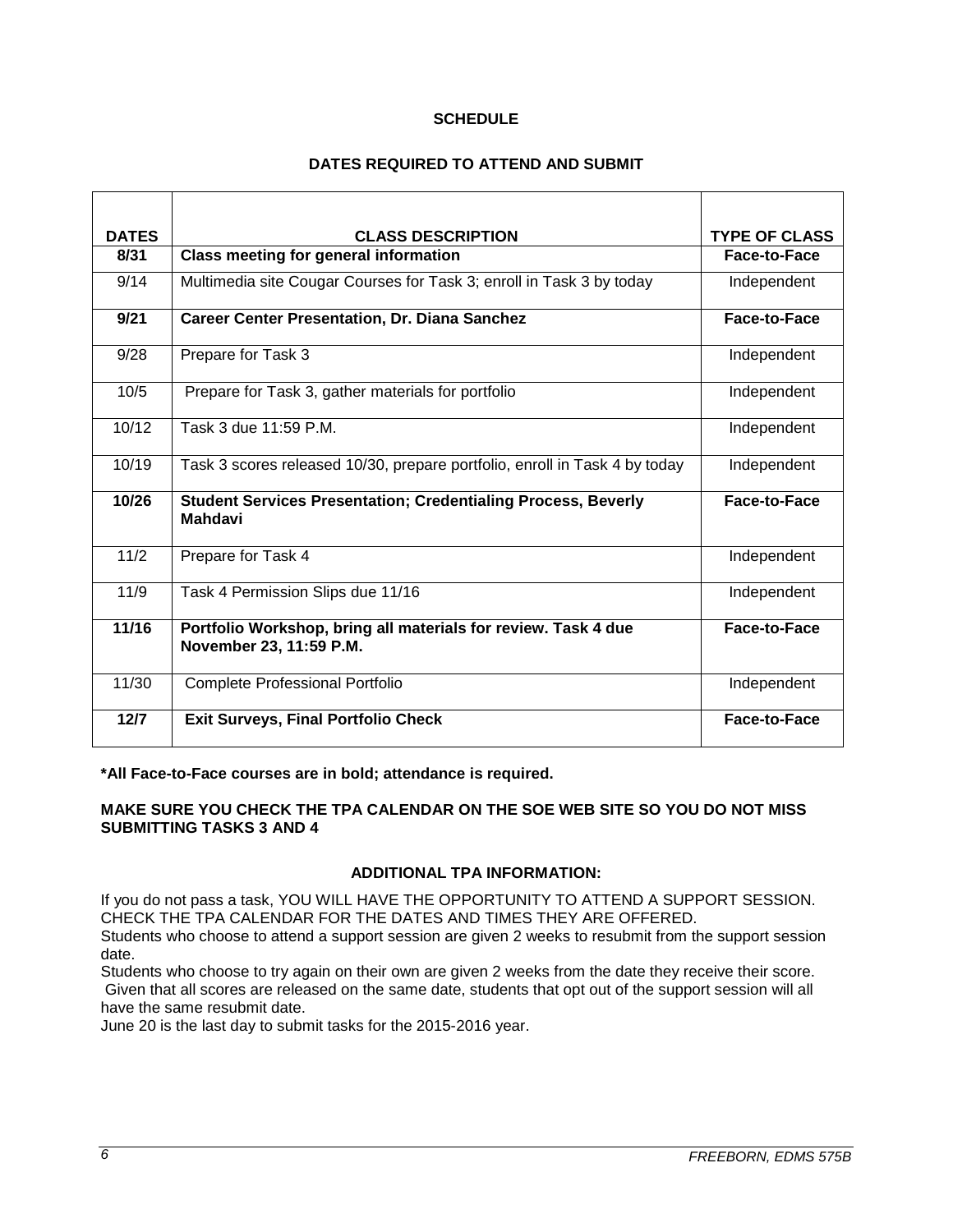**SCHEDULE**

**DATES REQUIRED TO ATTEND AND SUBMIT**

| DATES | CLASS DESCRIPTION | TYPE OF CLASS |
|---|---|---|
| **8/31** | **Class meeting for general information** | **Face-to-Face** |
| 9/14 | Multimedia site Cougar Courses for Task 3; enroll in Task 3 by today | Independent |
| **9/21** | **Career Center Presentation, Dr. Diana Sanchez** | **Face-to-Face** |
| 9/28 | Prepare for Task 3 | Independent |
| 10/5 | Prepare for Task 3, gather materials for portfolio | Independent |
| 10/12 | Task 3 due 11:59 P.M. | Independent |
| 10/19 | Task 3 scores released 10/30, prepare portfolio, enroll in Task 4 by today | Independent |
| **10/26** | **Student Services Presentation; Credentialing Process, Beverly Mahdavi** | **Face-to-Face** |
| 11/2 | Prepare for Task 4 | Independent |
| 11/9 | Task 4 Permission Slips due 11/16 | Independent |
| **11/16** | **Portfolio Workshop, bring all materials for review. Task 4 due November 23, 11:59 P.M.** | **Face-to-Face** |
| 11/30 | Complete Professional Portfolio | Independent |
| **12/7** | **Exit Surveys, Final Portfolio Check** | **Face-to-Face** |

**\*All Face-to-Face courses are in bold; attendance is required.**

**MAKE SURE YOU CHECK THE TPA CALENDAR ON THE SOE WEB SITE SO YOU DO NOT MISS SUBMITTING TASKS 3 AND 4**

**ADDITIONAL TPA INFORMATION:**

If you do not pass a task, YOU WILL HAVE THE OPPORTUNITY TO ATTEND A SUPPORT SESSION. CHECK THE TPA CALENDAR FOR THE DATES AND TIMES THEY ARE OFFERED.
Students who choose to attend a support session are given 2 weeks to resubmit from the support session date.
Students who choose to try again on their own are given 2 weeks from the date they receive their score. Given that all scores are released on the same date, students that opt out of the support session will all have the same resubmit date.
June 20 is the last day to submit tasks for the 2015-2016 year.